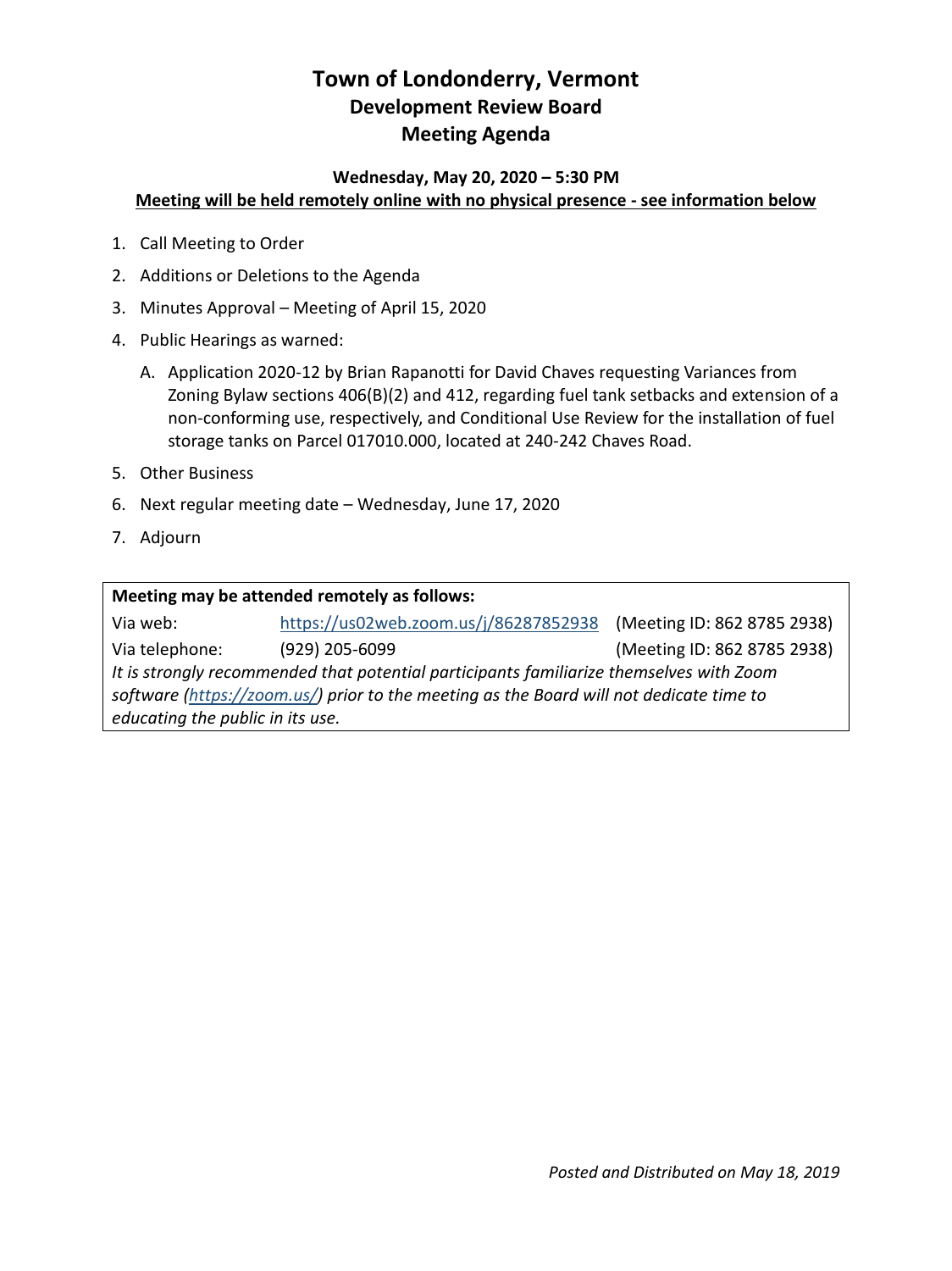# Town of Londonderry, Vermont
## Development Review Board
## Meeting Agenda

**Wednesday, May 20, 2020 – 5:30 PM**

**Meeting will be held remotely online with no physical presence - see information below**

1. Call Meeting to Order
2. Additions or Deletions to the Agenda
3. Minutes Approval – Meeting of April 15, 2020
4. Public Hearings as warned:
   A. Application 2020-12 by Brian Rapanotti for David Chaves requesting Variances from Zoning Bylaw sections 406(B)(2) and 412, regarding fuel tank setbacks and extension of a non-conforming use, respectively, and Conditional Use Review for the installation of fuel storage tanks on Parcel 017010.000, located at 240-242 Chaves Road.
5. Other Business
6. Next regular meeting date – Wednesday, June 17, 2020
7. Adjourn

| **Meeting may be attended remotely as follows:** | | |
|---|---|---|
| Via web: | https://us02web.zoom.us/j/86287852938 | (Meeting ID: 862 8785 2938) |
| Via telephone: | (929) 205-6099 | (Meeting ID: 862 8785 2938) |

*It is strongly recommended that potential participants familiarize themselves with Zoom software (https://zoom.us/) prior to the meeting as the Board will not dedicate time to educating the public in its use.*

*Posted and Distributed on May 18, 2019*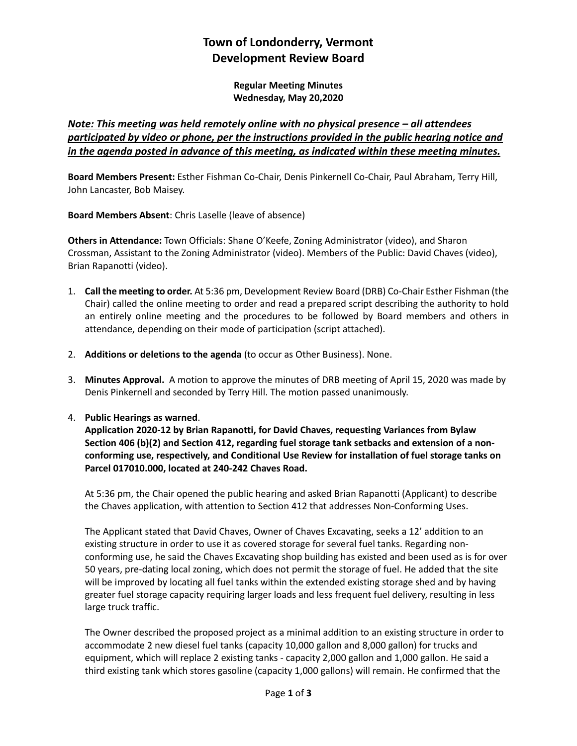# Town of Londonderry, Vermont
# Development Review Board

**Regular Meeting Minutes**
**Wednesday, May 20,2020**

***Note: This meeting was held remotely online with no physical presence – all attendees participated by video or phone, per the instructions provided in the public hearing notice and in the agenda posted in advance of this meeting, as indicated within these meeting minutes.***

**Board Members Present:** Esther Fishman Co-Chair, Denis Pinkernell Co-Chair, Paul Abraham, Terry Hill, John Lancaster, Bob Maisey.

**Board Members Absent**: Chris Laselle (leave of absence)

**Others in Attendance:** Town Officials: Shane O'Keefe, Zoning Administrator (video), and Sharon Crossman, Assistant to the Zoning Administrator (video). Members of the Public: David Chaves (video), Brian Rapanotti (video).

1. **Call the meeting to order.** At 5:36 pm, Development Review Board (DRB) Co-Chair Esther Fishman (the Chair) called the online meeting to order and read a prepared script describing the authority to hold an entirely online meeting and the procedures to be followed by Board members and others in attendance, depending on their mode of participation (script attached).

2. **Additions or deletions to the agenda** (to occur as Other Business). None.

3. **Minutes Approval.** A motion to approve the minutes of DRB meeting of April 15, 2020 was made by Denis Pinkernell and seconded by Terry Hill. The motion passed unanimously.

4. **Public Hearings as warned**.
   **Application 2020-12 by Brian Rapanotti, for David Chaves, requesting Variances from Bylaw Section 406 (b)(2) and Section 412, regarding fuel storage tank setbacks and extension of a non-conforming use, respectively, and Conditional Use Review for installation of fuel storage tanks on Parcel 017010.000, located at 240-242 Chaves Road.**

   At 5:36 pm, the Chair opened the public hearing and asked Brian Rapanotti (Applicant) to describe the Chaves application, with attention to Section 412 that addresses Non-Conforming Uses.

   The Applicant stated that David Chaves, Owner of Chaves Excavating, seeks a 12' addition to an existing structure in order to use it as covered storage for several fuel tanks. Regarding non-conforming use, he said the Chaves Excavating shop building has existed and been used as is for over 50 years, pre-dating local zoning, which does not permit the storage of fuel. He added that the site will be improved by locating all fuel tanks within the extended existing storage shed and by having greater fuel storage capacity requiring larger loads and less frequent fuel delivery, resulting in less large truck traffic.

   The Owner described the proposed project as a minimal addition to an existing structure in order to accommodate 2 new diesel fuel tanks (capacity 10,000 gallon and 8,000 gallon) for trucks and equipment, which will replace 2 existing tanks - capacity 2,000 gallon and 1,000 gallon. He said a third existing tank which stores gasoline (capacity 1,000 gallons) will remain. He confirmed that the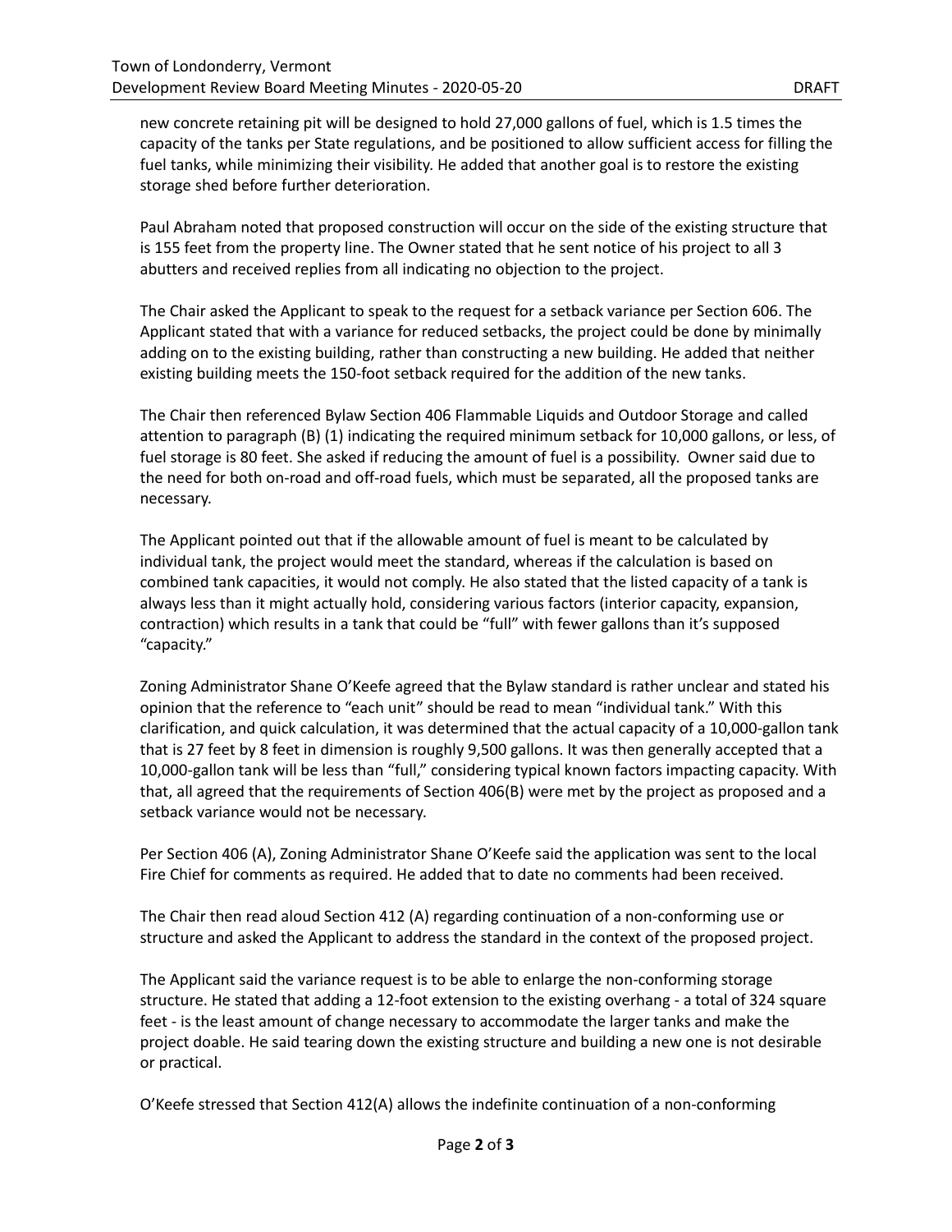new concrete retaining pit will be designed to hold 27,000 gallons of fuel, which is 1.5 times the capacity of the tanks per State regulations, and be positioned to allow sufficient access for filling the fuel tanks, while minimizing their visibility. He added that another goal is to restore the existing storage shed before further deterioration.

Paul Abraham noted that proposed construction will occur on the side of the existing structure that is 155 feet from the property line. The Owner stated that he sent notice of his project to all 3 abutters and received replies from all indicating no objection to the project.

The Chair asked the Applicant to speak to the request for a setback variance per Section 606. The Applicant stated that with a variance for reduced setbacks, the project could be done by minimally adding on to the existing building, rather than constructing a new building. He added that neither existing building meets the 150-foot setback required for the addition of the new tanks.

The Chair then referenced Bylaw Section 406 Flammable Liquids and Outdoor Storage and called attention to paragraph (B) (1) indicating the required minimum setback for 10,000 gallons, or less, of fuel storage is 80 feet. She asked if reducing the amount of fuel is a possibility. Owner said due to the need for both on-road and off-road fuels, which must be separated, all the proposed tanks are necessary.

The Applicant pointed out that if the allowable amount of fuel is meant to be calculated by individual tank, the project would meet the standard, whereas if the calculation is based on combined tank capacities, it would not comply. He also stated that the listed capacity of a tank is always less than it might actually hold, considering various factors (interior capacity, expansion, contraction) which results in a tank that could be "full" with fewer gallons than it's supposed "capacity."

Zoning Administrator Shane O'Keefe agreed that the Bylaw standard is rather unclear and stated his opinion that the reference to "each unit" should be read to mean "individual tank." With this clarification, and quick calculation, it was determined that the actual capacity of a 10,000-gallon tank that is 27 feet by 8 feet in dimension is roughly 9,500 gallons. It was then generally accepted that a 10,000-gallon tank will be less than "full," considering typical known factors impacting capacity. With that, all agreed that the requirements of Section 406(B) were met by the project as proposed and a setback variance would not be necessary.

Per Section 406 (A), Zoning Administrator Shane O'Keefe said the application was sent to the local Fire Chief for comments as required. He added that to date no comments had been received.

The Chair then read aloud Section 412 (A) regarding continuation of a non-conforming use or structure and asked the Applicant to address the standard in the context of the proposed project.

The Applicant said the variance request is to be able to enlarge the non-conforming storage structure. He stated that adding a 12-foot extension to the existing overhang - a total of 324 square feet - is the least amount of change necessary to accommodate the larger tanks and make the project doable. He said tearing down the existing structure and building a new one is not desirable or practical.

O'Keefe stressed that Section 412(A) allows the indefinite continuation of a non-conforming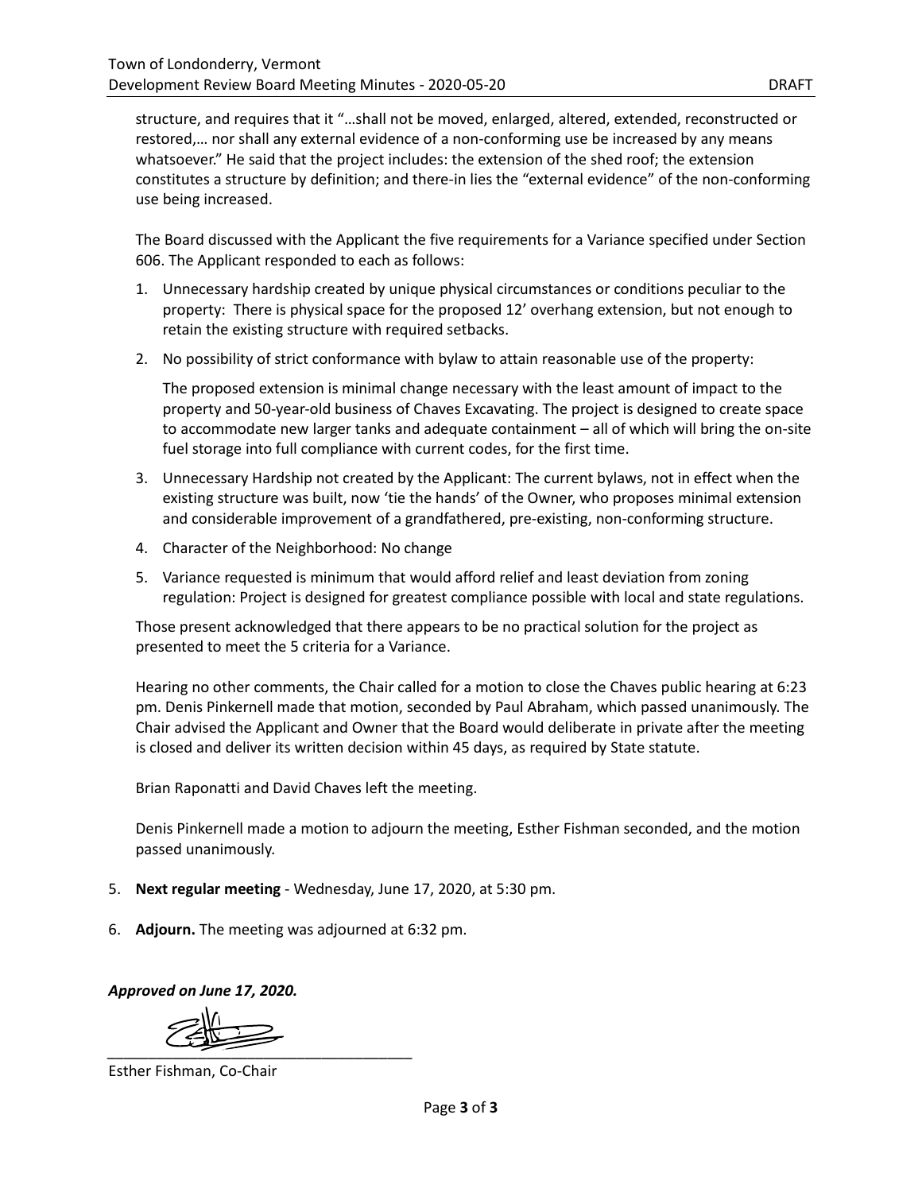structure, and requires that it "…shall not be moved, enlarged, altered, extended, reconstructed or restored,… nor shall any external evidence of a non-conforming use be increased by any means whatsoever." He said that the project includes: the extension of the shed roof; the extension constitutes a structure by definition; and there-in lies the "external evidence" of the non-conforming use being increased.

The Board discussed with the Applicant the five requirements for a Variance specified under Section 606. The Applicant responded to each as follows:

1. Unnecessary hardship created by unique physical circumstances or conditions peculiar to the property: There is physical space for the proposed 12' overhang extension, but not enough to retain the existing structure with required setbacks.
2. No possibility of strict conformance with bylaw to attain reasonable use of the property:

   The proposed extension is minimal change necessary with the least amount of impact to the property and 50-year-old business of Chaves Excavating. The project is designed to create space to accommodate new larger tanks and adequate containment – all of which will bring the on-site fuel storage into full compliance with current codes, for the first time.
3. Unnecessary Hardship not created by the Applicant: The current bylaws, not in effect when the existing structure was built, now 'tie the hands' of the Owner, who proposes minimal extension and considerable improvement of a grandfathered, pre-existing, non-conforming structure.
4. Character of the Neighborhood: No change
5. Variance requested is minimum that would afford relief and least deviation from zoning regulation: Project is designed for greatest compliance possible with local and state regulations.

Those present acknowledged that there appears to be no practical solution for the project as presented to meet the 5 criteria for a Variance.

Hearing no other comments, the Chair called for a motion to close the Chaves public hearing at 6:23 pm. Denis Pinkernell made that motion, seconded by Paul Abraham, which passed unanimously. The Chair advised the Applicant and Owner that the Board would deliberate in private after the meeting is closed and deliver its written decision within 45 days, as required by State statute.

Brian Raponatti and David Chaves left the meeting.

Denis Pinkernell made a motion to adjourn the meeting, Esther Fishman seconded, and the motion passed unanimously.

5. **Next regular meeting** - Wednesday, June 17, 2020, at 5:30 pm.
6. **Adjourn.** The meeting was adjourned at 6:32 pm.

***Approved on June 17, 2020.***

_____________________________________

Esther Fishman, Co-Chair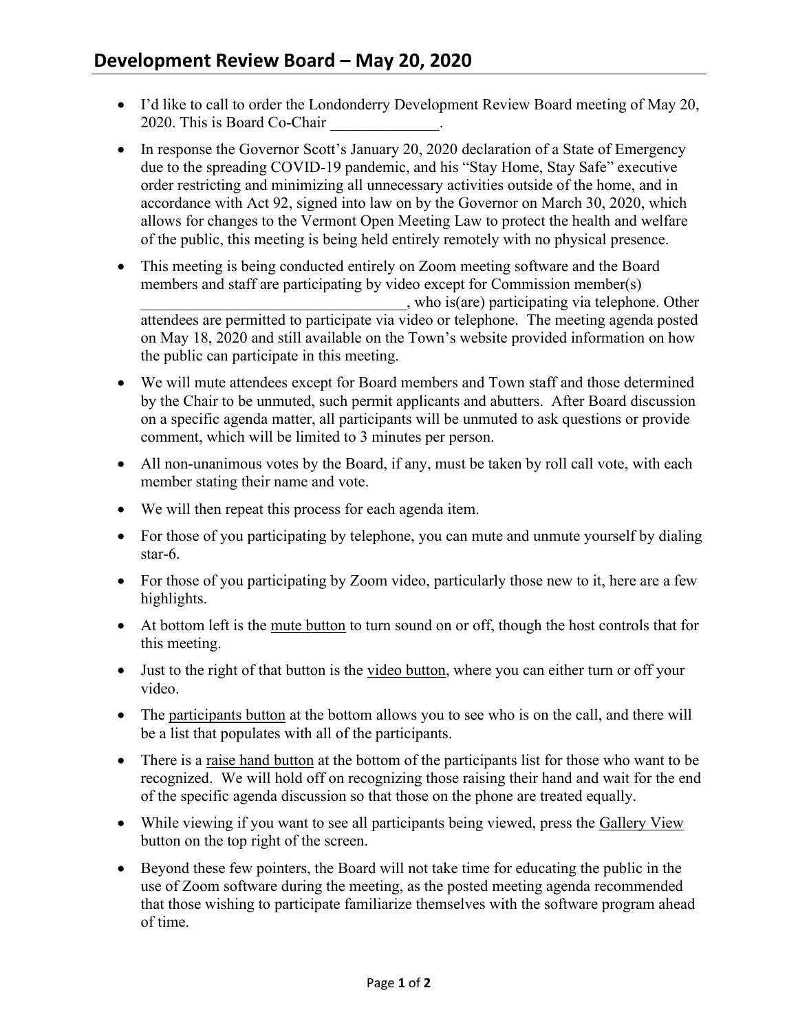## Development Review Board – May 20, 2020

- I'd like to call to order the Londonderry Development Review Board meeting of May 20, 2020. This is Board Co-Chair ______________.
- In response the Governor Scott's January 20, 2020 declaration of a State of Emergency due to the spreading COVID-19 pandemic, and his "Stay Home, Stay Safe" executive order restricting and minimizing all unnecessary activities outside of the home, and in accordance with Act 92, signed into law on by the Governor on March 30, 2020, which allows for changes to the Vermont Open Meeting Law to protect the health and welfare of the public, this meeting is being held entirely remotely with no physical presence.
- This meeting is being conducted entirely on Zoom meeting software and the Board members and staff are participating by video except for Commission member(s) __________________________________, who is(are) participating via telephone. Other attendees are permitted to participate via video or telephone. The meeting agenda posted on May 18, 2020 and still available on the Town's website provided information on how the public can participate in this meeting.
- We will mute attendees except for Board members and Town staff and those determined by the Chair to be unmuted, such permit applicants and abutters. After Board discussion on a specific agenda matter, all participants will be unmuted to ask questions or provide comment, which will be limited to 3 minutes per person.
- All non-unanimous votes by the Board, if any, must be taken by roll call vote, with each member stating their name and vote.
- We will then repeat this process for each agenda item.
- For those of you participating by telephone, you can mute and unmute yourself by dialing star-6.
- For those of you participating by Zoom video, particularly those new to it, here are a few highlights.
- At bottom left is the <u>mute button</u> to turn sound on or off, though the host controls that for this meeting.
- Just to the right of that button is the <u>video button</u>, where you can either turn or off your video.
- The <u>participants button</u> at the bottom allows you to see who is on the call, and there will be a list that populates with all of the participants.
- There is a <u>raise hand button</u> at the bottom of the participants list for those who want to be recognized. We will hold off on recognizing those raising their hand and wait for the end of the specific agenda discussion so that those on the phone are treated equally.
- While viewing if you want to see all participants being viewed, press the <u>Gallery View</u> button on the top right of the screen.
- Beyond these few pointers, the Board will not take time for educating the public in the use of Zoom software during the meeting, as the posted meeting agenda recommended that those wishing to participate familiarize themselves with the software program ahead of time.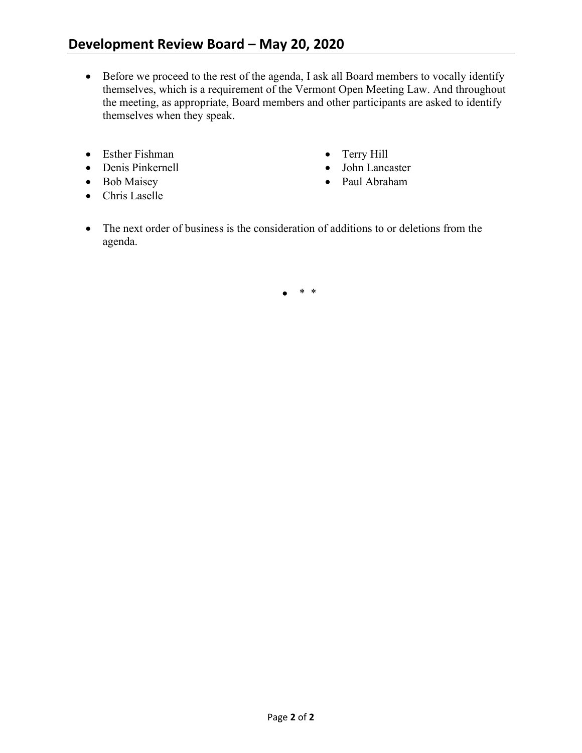## Development Review Board – May 20, 2020

- Before we proceed to the rest of the agenda, I ask all Board members to vocally identify themselves, which is a requirement of the Vermont Open Meeting Law. And throughout the meeting, as appropriate, Board members and other participants are asked to identify themselves when they speak.

- Esther Fishman
- Denis Pinkernell
- Bob Maisey
- Chris Laselle
- Terry Hill
- John Lancaster
- Paul Abraham

- The next order of business is the consideration of additions to or deletions from the agenda.

- \* \*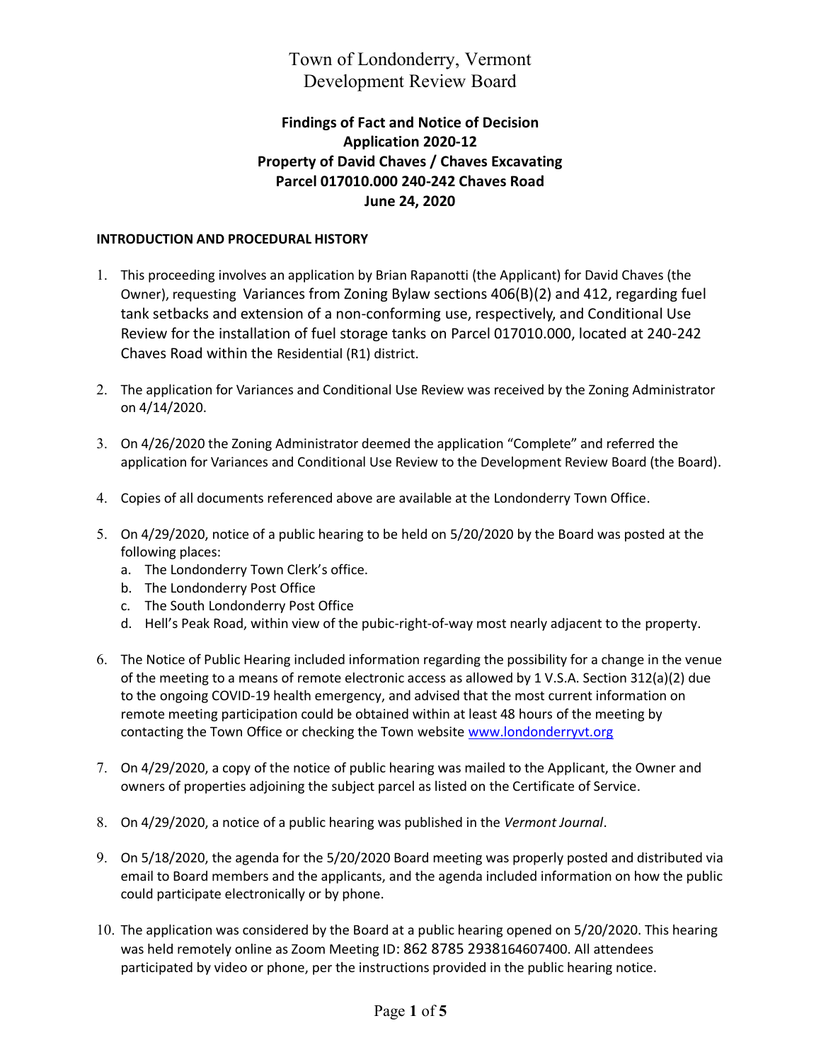# Town of Londonderry, Vermont
# Development Review Board

**Findings of Fact and Notice of Decision**
**Application 2020-12**
**Property of David Chaves / Chaves Excavating**
**Parcel 017010.000 240-242 Chaves Road**
**June 24, 2020**

## INTRODUCTION AND PROCEDURAL HISTORY

1. This proceeding involves an application by Brian Rapanotti (the Applicant) for David Chaves (the Owner), requesting Variances from Zoning Bylaw sections 406(B)(2) and 412, regarding fuel tank setbacks and extension of a non-conforming use, respectively, and Conditional Use Review for the installation of fuel storage tanks on Parcel 017010.000, located at 240-242 Chaves Road within the Residential (R1) district.

2. The application for Variances and Conditional Use Review was received by the Zoning Administrator on 4/14/2020.

3. On 4/26/2020 the Zoning Administrator deemed the application "Complete" and referred the application for Variances and Conditional Use Review to the Development Review Board (the Board).

4. Copies of all documents referenced above are available at the Londonderry Town Office.

5. On 4/29/2020, notice of a public hearing to be held on 5/20/2020 by the Board was posted at the following places:
   a. The Londonderry Town Clerk's office.
   b. The Londonderry Post Office
   c. The South Londonderry Post Office
   d. Hell's Peak Road, within view of the pubic-right-of-way most nearly adjacent to the property.

6. The Notice of Public Hearing included information regarding the possibility for a change in the venue of the meeting to a means of remote electronic access as allowed by 1 V.S.A. Section 312(a)(2) due to the ongoing COVID-19 health emergency, and advised that the most current information on remote meeting participation could be obtained within at least 48 hours of the meeting by contacting the Town Office or checking the Town website www.londonderryvt.org

7. On 4/29/2020, a copy of the notice of public hearing was mailed to the Applicant, the Owner and owners of properties adjoining the subject parcel as listed on the Certificate of Service.

8. On 4/29/2020, a notice of a public hearing was published in the *Vermont Journal*.

9. On 5/18/2020, the agenda for the 5/20/2020 Board meeting was properly posted and distributed via email to Board members and the applicants, and the agenda included information on how the public could participate electronically or by phone.

10. The application was considered by the Board at a public hearing opened on 5/20/2020. This hearing was held remotely online as Zoom Meeting ID: 862 8785 2938164607400. All attendees participated by video or phone, per the instructions provided in the public hearing notice.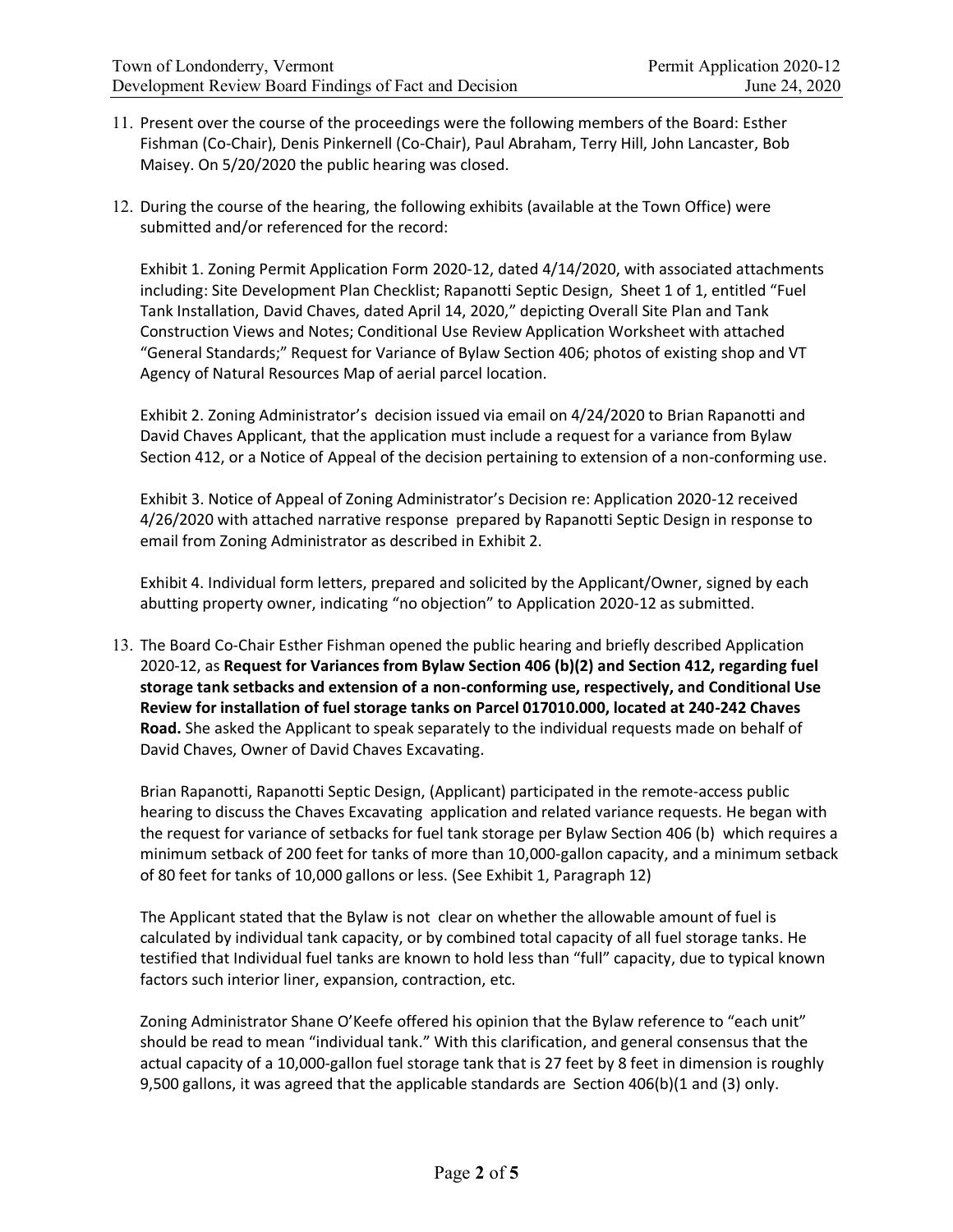11. Present over the course of the proceedings were the following members of the Board: Esther Fishman (Co-Chair), Denis Pinkernell (Co-Chair), Paul Abraham, Terry Hill, John Lancaster, Bob Maisey. On 5/20/2020 the public hearing was closed.

12. During the course of the hearing, the following exhibits (available at the Town Office) were submitted and/or referenced for the record:

    Exhibit 1. Zoning Permit Application Form 2020-12, dated 4/14/2020, with associated attachments including: Site Development Plan Checklist; Rapanotti Septic Design, Sheet 1 of 1, entitled "Fuel Tank Installation, David Chaves, dated April 14, 2020," depicting Overall Site Plan and Tank Construction Views and Notes; Conditional Use Review Application Worksheet with attached "General Standards;" Request for Variance of Bylaw Section 406; photos of existing shop and VT Agency of Natural Resources Map of aerial parcel location.

    Exhibit 2. Zoning Administrator's decision issued via email on 4/24/2020 to Brian Rapanotti and David Chaves Applicant, that the application must include a request for a variance from Bylaw Section 412, or a Notice of Appeal of the decision pertaining to extension of a non-conforming use.

    Exhibit 3. Notice of Appeal of Zoning Administrator's Decision re: Application 2020-12 received 4/26/2020 with attached narrative response prepared by Rapanotti Septic Design in response to email from Zoning Administrator as described in Exhibit 2.

    Exhibit 4. Individual form letters, prepared and solicited by the Applicant/Owner, signed by each abutting property owner, indicating "no objection" to Application 2020-12 as submitted.

13. The Board Co-Chair Esther Fishman opened the public hearing and briefly described Application 2020-12, as **Request for Variances from Bylaw Section 406 (b)(2) and Section 412, regarding fuel storage tank setbacks and extension of a non-conforming use, respectively, and Conditional Use Review for installation of fuel storage tanks on Parcel 017010.000, located at 240-242 Chaves Road.** She asked the Applicant to speak separately to the individual requests made on behalf of David Chaves, Owner of David Chaves Excavating.

    Brian Rapanotti, Rapanotti Septic Design, (Applicant) participated in the remote-access public hearing to discuss the Chaves Excavating application and related variance requests. He began with the request for variance of setbacks for fuel tank storage per Bylaw Section 406 (b) which requires a minimum setback of 200 feet for tanks of more than 10,000-gallon capacity, and a minimum setback of 80 feet for tanks of 10,000 gallons or less. (See Exhibit 1, Paragraph 12)

    The Applicant stated that the Bylaw is not clear on whether the allowable amount of fuel is calculated by individual tank capacity, or by combined total capacity of all fuel storage tanks. He testified that Individual fuel tanks are known to hold less than "full" capacity, due to typical known factors such interior liner, expansion, contraction, etc.

    Zoning Administrator Shane O'Keefe offered his opinion that the Bylaw reference to "each unit" should be read to mean "individual tank." With this clarification, and general consensus that the actual capacity of a 10,000-gallon fuel storage tank that is 27 feet by 8 feet in dimension is roughly 9,500 gallons, it was agreed that the applicable standards are Section 406(b)(1 and (3) only.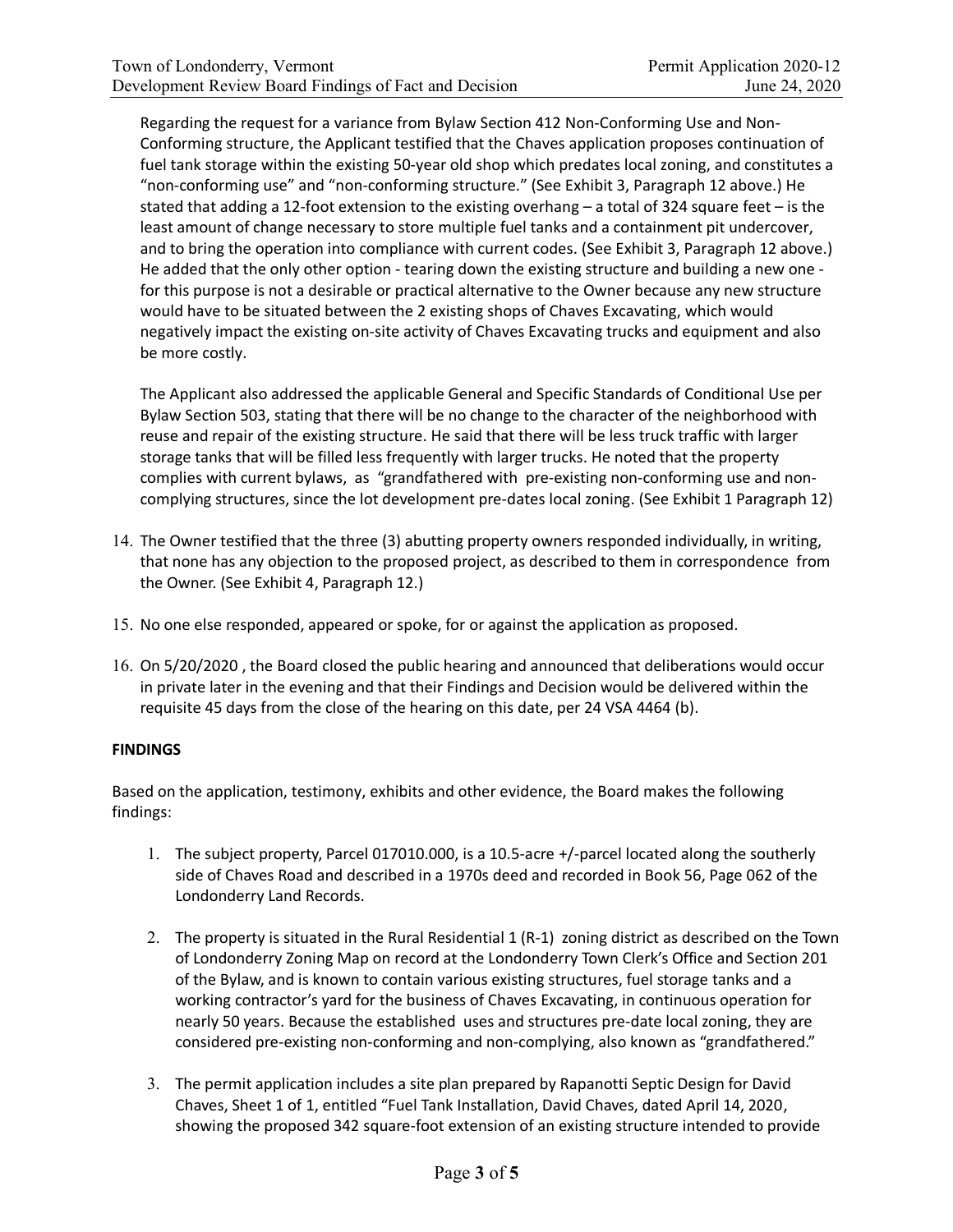Regarding the request for a variance from Bylaw Section 412 Non-Conforming Use and Non-Conforming structure, the Applicant testified that the Chaves application proposes continuation of fuel tank storage within the existing 50-year old shop which predates local zoning, and constitutes a "non-conforming use" and "non-conforming structure." (See Exhibit 3, Paragraph 12 above.) He stated that adding a 12-foot extension to the existing overhang – a total of 324 square feet – is the least amount of change necessary to store multiple fuel tanks and a containment pit undercover, and to bring the operation into compliance with current codes. (See Exhibit 3, Paragraph 12 above.) He added that the only other option - tearing down the existing structure and building a new one - for this purpose is not a desirable or practical alternative to the Owner because any new structure would have to be situated between the 2 existing shops of Chaves Excavating, which would negatively impact the existing on-site activity of Chaves Excavating trucks and equipment and also be more costly.

The Applicant also addressed the applicable General and Specific Standards of Conditional Use per Bylaw Section 503, stating that there will be no change to the character of the neighborhood with reuse and repair of the existing structure. He said that there will be less truck traffic with larger storage tanks that will be filled less frequently with larger trucks. He noted that the property complies with current bylaws, as "grandfathered with pre-existing non-conforming use and non-complying structures, since the lot development pre-dates local zoning. (See Exhibit 1 Paragraph 12)

14. The Owner testified that the three (3) abutting property owners responded individually, in writing, that none has any objection to the proposed project, as described to them in correspondence from the Owner. (See Exhibit 4, Paragraph 12.)

15. No one else responded, appeared or spoke, for or against the application as proposed.

16. On 5/20/2020 , the Board closed the public hearing and announced that deliberations would occur in private later in the evening and that their Findings and Decision would be delivered within the requisite 45 days from the close of the hearing on this date, per 24 VSA 4464 (b).

**FINDINGS**

Based on the application, testimony, exhibits and other evidence, the Board makes the following findings:

1. The subject property, Parcel 017010.000, is a 10.5-acre +/-parcel located along the southerly side of Chaves Road and described in a 1970s deed and recorded in Book 56, Page 062 of the Londonderry Land Records.

2. The property is situated in the Rural Residential 1 (R-1) zoning district as described on the Town of Londonderry Zoning Map on record at the Londonderry Town Clerk's Office and Section 201 of the Bylaw, and is known to contain various existing structures, fuel storage tanks and a working contractor's yard for the business of Chaves Excavating, in continuous operation for nearly 50 years. Because the established uses and structures pre-date local zoning, they are considered pre-existing non-conforming and non-complying, also known as "grandfathered."

3. The permit application includes a site plan prepared by Rapanotti Septic Design for David Chaves, Sheet 1 of 1, entitled "Fuel Tank Installation, David Chaves, dated April 14, 2020, showing the proposed 342 square-foot extension of an existing structure intended to provide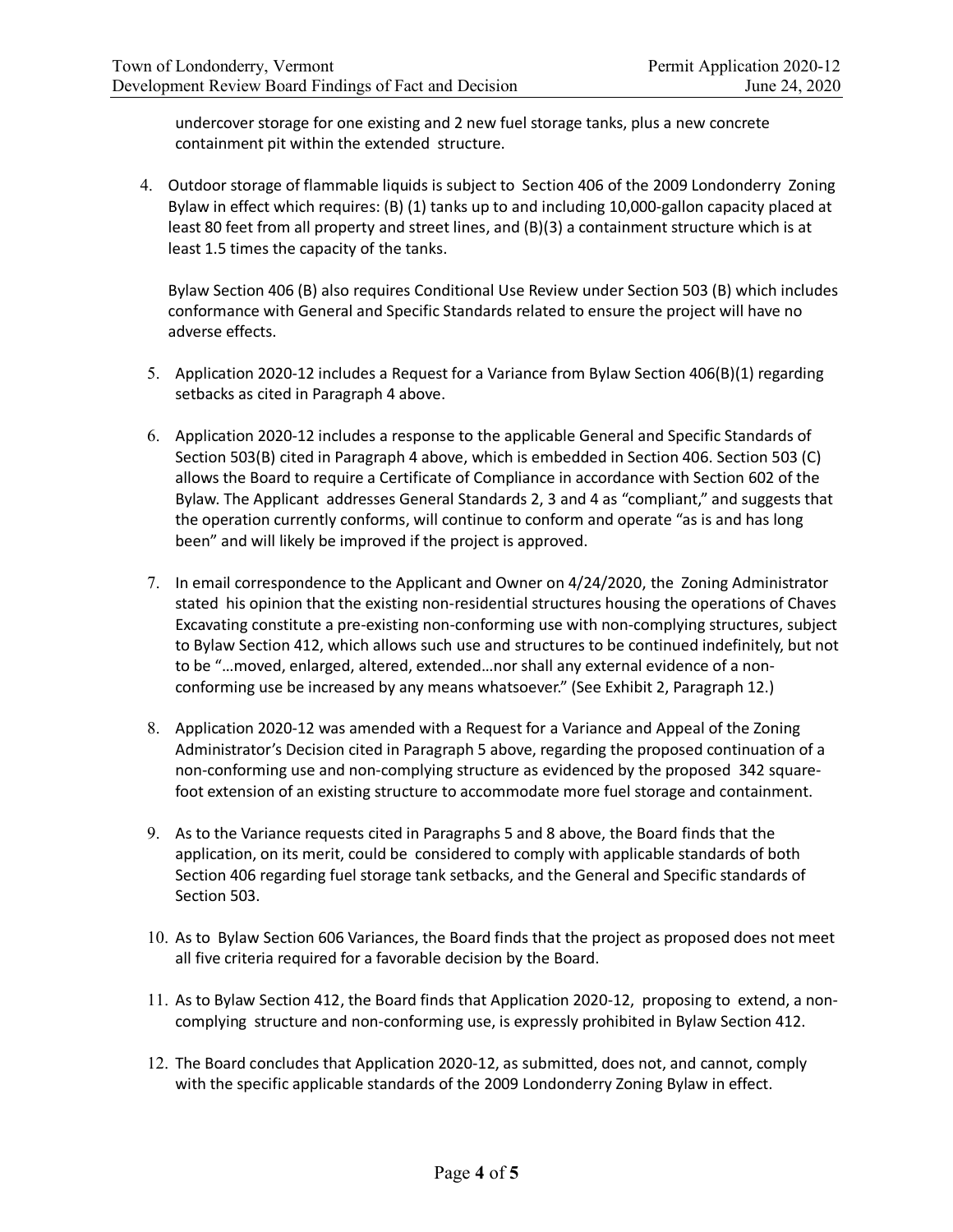undercover storage for one existing and 2 new fuel storage tanks, plus a new concrete containment pit within the extended structure.

4. Outdoor storage of flammable liquids is subject to Section 406 of the 2009 Londonderry Zoning Bylaw in effect which requires: (B) (1) tanks up to and including 10,000-gallon capacity placed at least 80 feet from all property and street lines, and (B)(3) a containment structure which is at least 1.5 times the capacity of the tanks.

   Bylaw Section 406 (B) also requires Conditional Use Review under Section 503 (B) which includes conformance with General and Specific Standards related to ensure the project will have no adverse effects.

5. Application 2020-12 includes a Request for a Variance from Bylaw Section 406(B)(1) regarding setbacks as cited in Paragraph 4 above.

6. Application 2020-12 includes a response to the applicable General and Specific Standards of Section 503(B) cited in Paragraph 4 above, which is embedded in Section 406. Section 503 (C) allows the Board to require a Certificate of Compliance in accordance with Section 602 of the Bylaw. The Applicant addresses General Standards 2, 3 and 4 as "compliant," and suggests that the operation currently conforms, will continue to conform and operate "as is and has long been" and will likely be improved if the project is approved.

7. In email correspondence to the Applicant and Owner on 4/24/2020, the Zoning Administrator stated his opinion that the existing non-residential structures housing the operations of Chaves Excavating constitute a pre-existing non-conforming use with non-complying structures, subject to Bylaw Section 412, which allows such use and structures to be continued indefinitely, but not to be "…moved, enlarged, altered, extended…nor shall any external evidence of a non-conforming use be increased by any means whatsoever." (See Exhibit 2, Paragraph 12.)

8. Application 2020-12 was amended with a Request for a Variance and Appeal of the Zoning Administrator's Decision cited in Paragraph 5 above, regarding the proposed continuation of a non-conforming use and non-complying structure as evidenced by the proposed 342 square-foot extension of an existing structure to accommodate more fuel storage and containment.

9. As to the Variance requests cited in Paragraphs 5 and 8 above, the Board finds that the application, on its merit, could be considered to comply with applicable standards of both Section 406 regarding fuel storage tank setbacks, and the General and Specific standards of Section 503.

10. As to Bylaw Section 606 Variances, the Board finds that the project as proposed does not meet all five criteria required for a favorable decision by the Board.

11. As to Bylaw Section 412, the Board finds that Application 2020-12, proposing to extend, a non-complying structure and non-conforming use, is expressly prohibited in Bylaw Section 412.

12. The Board concludes that Application 2020-12, as submitted, does not, and cannot, comply with the specific applicable standards of the 2009 Londonderry Zoning Bylaw in effect.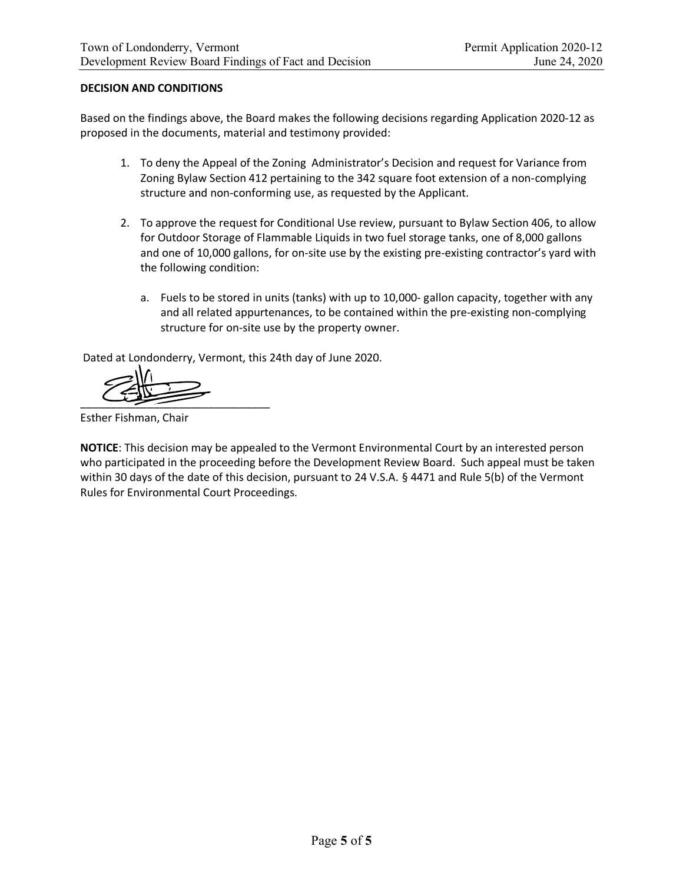**DECISION AND CONDITIONS**

Based on the findings above, the Board makes the following decisions regarding Application 2020-12 as proposed in the documents, material and testimony provided:

1. To deny the Appeal of the Zoning Administrator's Decision and request for Variance from Zoning Bylaw Section 412 pertaining to the 342 square foot extension of a non-complying structure and non-conforming use, as requested by the Applicant.

2. To approve the request for Conditional Use review, pursuant to Bylaw Section 406, to allow for Outdoor Storage of Flammable Liquids in two fuel storage tanks, one of 8,000 gallons and one of 10,000 gallons, for on-site use by the existing pre-existing contractor's yard with the following condition:

   a. Fuels to be stored in units (tanks) with up to 10,000- gallon capacity, together with any and all related appurtenances, to be contained within the pre-existing non-complying structure for on-site use by the property owner.

Dated at Londonderry, Vermont, this 24th day of June 2020.

_______________________________

Esther Fishman, Chair

**NOTICE**: This decision may be appealed to the Vermont Environmental Court by an interested person who participated in the proceeding before the Development Review Board. Such appeal must be taken within 30 days of the date of this decision, pursuant to 24 V.S.A. § 4471 and Rule 5(b) of the Vermont Rules for Environmental Court Proceedings.